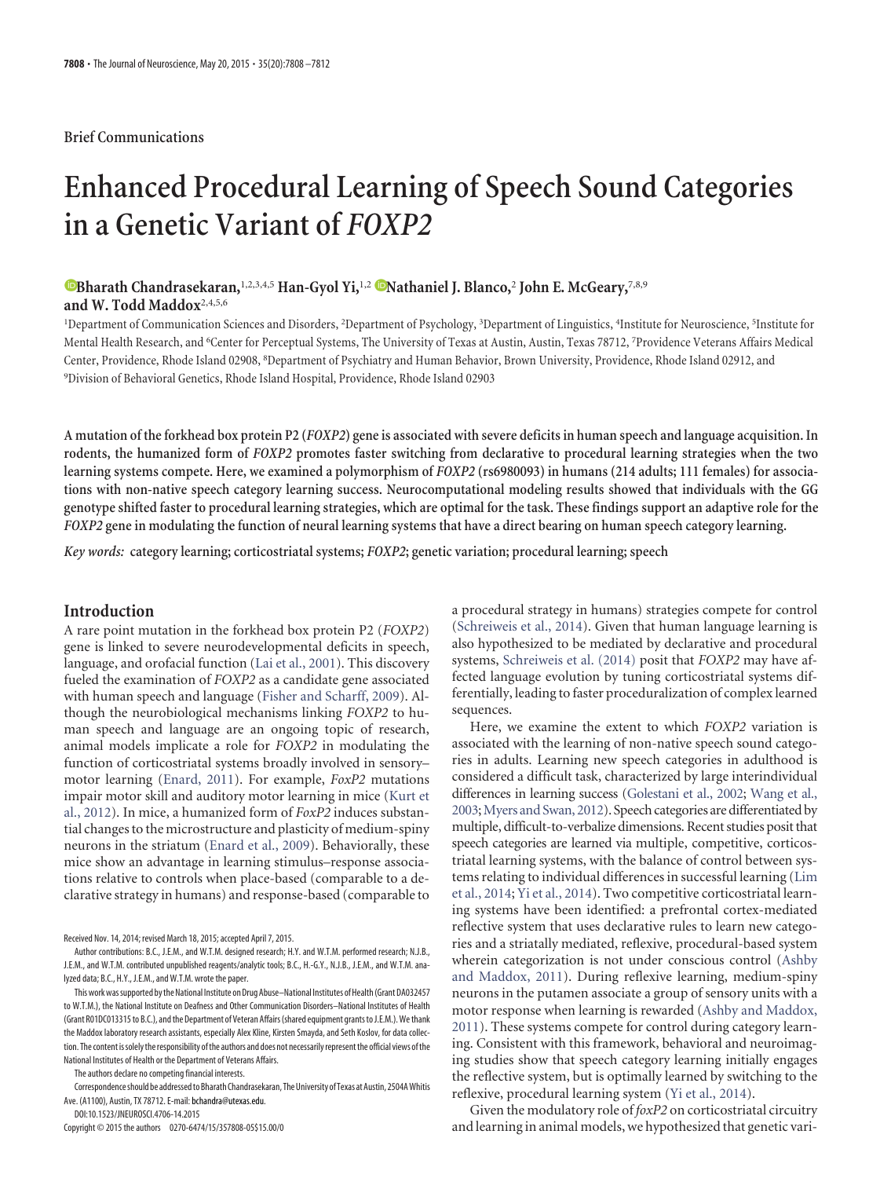Brief Communications

# Enhanced Procedural Learning of Speech Sound Categories in a Genetic Variant of *FOXP2*

**Bharath Chandrasekaran,**[1,2,3,4,5] **Han-Gyol Yi,**[1,2] **Nathaniel J. Blanco,**[2] **John E. McGeary,**[7,8,9] **and W. Todd Maddox**[2,4,5,6]

[1]Department of Communication Sciences and Disorders, [2]Department of Psychology, [3]Department of Linguistics, [4]Institute for Neuroscience, [5]Institute for Mental Health Research, and [6]Center for Perceptual Systems, The University of Texas at Austin, Austin, Texas 78712, [7]Providence Veterans Affairs Medical Center, Providence, Rhode Island 02908, [8]Department of Psychiatry and Human Behavior, Brown University, Providence, Rhode Island 02912, and [9]Division of Behavioral Genetics, Rhode Island Hospital, Providence, Rhode Island 02903

**A mutation of the forkhead box protein P2 (*FOXP2*) gene is associated with severe deficits in human speech and language acquisition. In rodents, the humanized form of *FOXP2* promotes faster switching from declarative to procedural learning strategies when the two learning systems compete. Here, we examined a polymorphism of *FOXP2* (rs6980093) in humans (214 adults; 111 females) for associations with non-native speech category learning success. Neurocomputational modeling results showed that individuals with the GG genotype shifted faster to procedural learning strategies, which are optimal for the task. These findings support an adaptive role for the *FOXP2* gene in modulating the function of neural learning systems that have a direct bearing on human speech category learning.**

*Key words:* **category learning; corticostriatal systems; *FOXP2*; genetic variation; procedural learning; speech**

## Introduction

A rare point mutation in the forkhead box protein P2 (*FOXP2*) gene is linked to severe neurodevelopmental deficits in speech, language, and orofacial function (Lai et al., 2001). This discovery fueled the examination of *FOXP2* as a candidate gene associated with human speech and language (Fisher and Scharff, 2009). Although the neurobiological mechanisms linking *FOXP2* to human speech and language are an ongoing topic of research, animal models implicate a role for *FOXP2* in modulating the function of corticostriatal systems broadly involved in sensory–motor learning (Enard, 2011). For example, *FoxP2* mutations impair motor skill and auditory motor learning in mice (Kurt et al., 2012). In mice, a humanized form of *FoxP2* induces substantial changes to the microstructure and plasticity of medium-spiny neurons in the striatum (Enard et al., 2009). Behaviorally, these mice show an advantage in learning stimulus–response associations relative to controls when place-based (comparable to a declarative strategy in humans) and response-based (comparable to a procedural strategy in humans) strategies compete for control (Schreiweis et al., 2014). Given that human language learning is also hypothesized to be mediated by declarative and procedural systems, Schreiweis et al. (2014) posit that *FOXP2* may have affected language evolution by tuning corticostriatal systems differentially, leading to faster proceduralization of complex learned sequences.

Here, we examine the extent to which *FOXP2* variation is associated with the learning of non-native speech sound categories in adults. Learning new speech categories in adulthood is considered a difficult task, characterized by large interindividual differences in learning success (Golestani et al., 2002; Wang et al., 2003; Myers and Swan, 2012). Speech categories are differentiated by multiple, difficult-to-verbalize dimensions. Recent studies posit that speech categories are learned via multiple, competitive, corticostriatal learning systems, with the balance of control between systems relating to individual differences in successful learning (Lim et al., 2014; Yi et al., 2014). Two competitive corticostriatal learning systems have been identified: a prefrontal cortex-mediated reflective system that uses declarative rules to learn new categories and a striatally mediated, reflexive, procedural-based system wherein categorization is not under conscious control (Ashby and Maddox, 2011). During reflexive learning, medium-spiny neurons in the putamen associate a group of sensory units with a motor response when learning is rewarded (Ashby and Maddox, 2011). These systems compete for control during category learning. Consistent with this framework, behavioral and neuroimaging studies show that speech category learning initially engages the reflective system, but is optimally learned by switching to the reflexive, procedural learning system (Yi et al., 2014).

Given the modulatory role of *foxP2* on corticostriatal circuitry and learning in animal models, we hypothesized that genetic vari-

Received Nov. 14, 2014; revised March 18, 2015; accepted April 7, 2015.

Author contributions: B.C., J.E.M., and W.T.M. designed research; H.Y. and W.T.M. performed research; N.J.B., J.E.M., and W.T.M. contributed unpublished reagents/analytic tools; B.C., H.-G.Y., N.J.B., J.E.M., and W.T.M. analyzed data; B.C., H.Y., J.E.M., and W.T.M. wrote the paper.

This work was supported by the National Institute on Drug Abuse–National Institutes of Health (Grant DA032457 to W.T.M.), the National Institute on Deafness and Other Communication Disorders–National Institutes of Health (Grant R01DC013315 to B.C.), and the Department of Veteran Affairs (shared equipment grants to J.E.M.). We thank the Maddox laboratory research assistants, especially Alex Kline, Kirsten Smayda, and Seth Koslov, for data collection. The content is solely the responsibility of the authors and does not necessarily represent the official views of the National Institutes of Health or the Department of Veterans Affairs.

The authors declare no competing financial interests.

Correspondence should be addressed to Bharath Chandrasekaran, The University of Texas at Austin, 2504A Whitis Ave. (A1100), Austin, TX 78712. E-mail: bchandra@utexas.edu.

DOI:10.1523/JNEUROSCI.4706-14.2015

Copyright © 2015 the authors 0270-6474/15/357808-05$15.00/0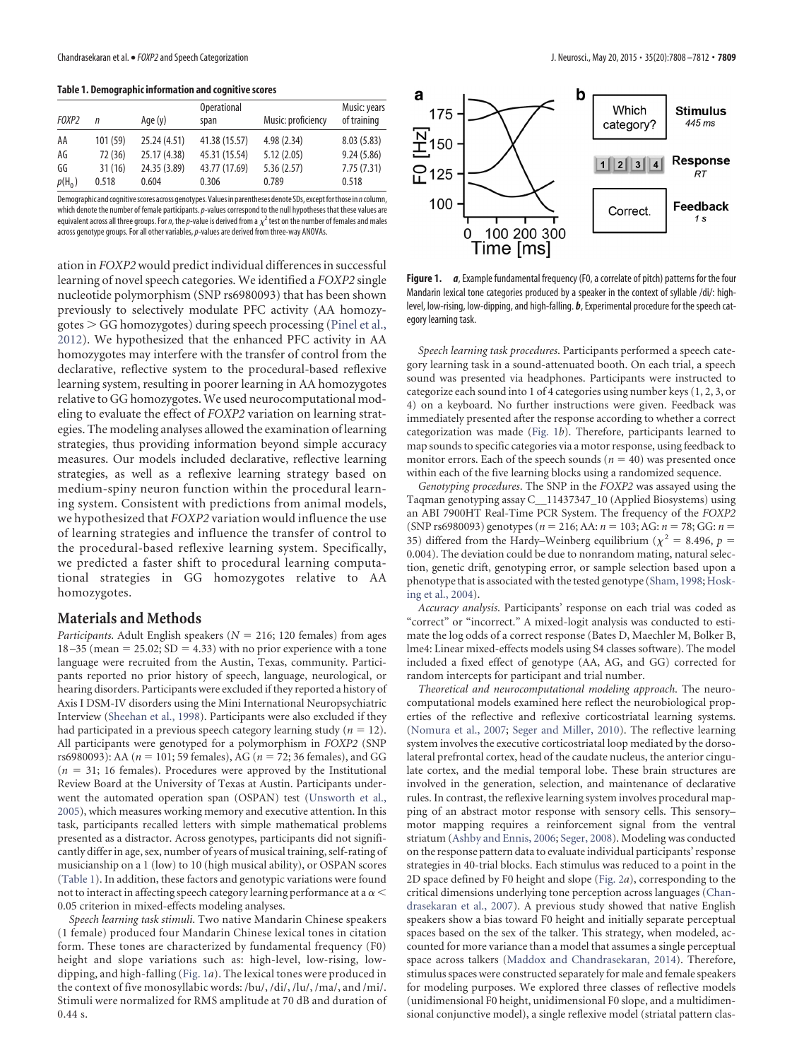**Table 1. Demographic information and cognitive scores**

| FOXP2 | n | Age (y) | Operational span | Music: proficiency | Music: years of training |
|---|---|---|---|---|---|
| AA | 101 (59) | 25.24 (4.51) | 41.38 (15.57) | 4.98 (2.34) | 8.03 (5.83) |
| AG | 72 (36) | 25.17 (4.38) | 45.31 (15.54) | 5.12 (2.05) | 9.24 (5.86) |
| GG | 31 (16) | 24.35 (3.89) | 43.77 (17.69) | 5.36 (2.57) | 7.75 (7.31) |
| $p(H_0)$ | 0.518 | 0.604 | 0.306 | 0.789 | 0.518 |

Demographic and cognitive scores across genotypes. Values in parentheses denote SDs, except for those in *n* column, which denote the number of female participants. *p*-values correspond to the null hypotheses that these values are equivalent across all three groups. For *n*, the *p*-value is derived from a $\chi^2$ test on the number of females and males across genotype groups. For all other variables, *p*-values are derived from three-way ANOVAs.

ation in *FOXP2* would predict individual differences in successful learning of novel speech categories. We identified a *FOXP2* single nucleotide polymorphism (SNP rs6980093) that has been shown previously to selectively modulate PFC activity (AA homozygotes > GG homozygotes) during speech processing (Pinel et al., 2012). We hypothesized that the enhanced PFC activity in AA homozygotes may interfere with the transfer of control from the declarative, reflective system to the procedural-based reflexive learning system, resulting in poorer learning in AA homozygotes relative to GG homozygotes. We used neurocomputational modeling to evaluate the effect of *FOXP2* variation on learning strategies. The modeling analyses allowed the examination of learning strategies, thus providing information beyond simple accuracy measures. Our models included declarative, reflective learning strategies, as well as a reflexive learning strategy based on medium-spiny neuron function within the procedural learning system. Consistent with predictions from animal models, we hypothesized that *FOXP2* variation would influence the use of learning strategies and influence the transfer of control to the procedural-based reflexive learning system. Specifically, we predicted a faster shift to procedural learning computational strategies in GG homozygotes relative to AA homozygotes.

## Materials and Methods

*Participants.* Adult English speakers ($N = 216$; 120 females) from ages 18–35 (mean = 25.02; SD = 4.33) with no prior experience with a tone language were recruited from the Austin, Texas, community. Participants reported no prior history of speech, language, neurological, or hearing disorders. Participants were excluded if they reported a history of Axis I DSM-IV disorders using the Mini International Neuropsychiatric Interview (Sheehan et al., 1998). Participants were also excluded if they had participated in a previous speech category learning study ($n = 12$). All participants were genotyped for a polymorphism in *FOXP2* (SNP rs6980093): AA ($n = 101$; 59 females), AG ($n = 72$; 36 females), and GG ($n = 31$; 16 females). Procedures were approved by the Institutional Review Board at the University of Texas at Austin. Participants underwent the automated operation span (OSPAN) test (Unsworth et al., 2005), which measures working memory and executive attention. In this task, participants recalled letters with simple mathematical problems presented as a distractor. Across genotypes, participants did not significantly differ in age, sex, number of years of musical training, self-rating of musicianship on a 1 (low) to 10 (high musical ability), or OSPAN scores (Table 1). In addition, these factors and genotypic variations were found not to interact in affecting speech category learning performance at a $\alpha <$ 0.05 criterion in mixed-effects modeling analyses.

*Speech learning task stimuli.* Two native Mandarin Chinese speakers (1 female) produced four Mandarin Chinese lexical tones in citation form. These tones are characterized by fundamental frequency (F0) height and slope variations such as: high-level, low-rising, low-dipping, and high-falling (Fig. 1*a*). The lexical tones were produced in the context of five monosyllabic words: /bu/, /di/, /lu/, /ma/, and /mi/. Stimuli were normalized for RMS amplitude at 70 dB and duration of 0.44 s.

**Figure 1.** ***a***, Example fundamental frequency (F0, a correlate of pitch) patterns for the four Mandarin lexical tone categories produced by a speaker in the context of syllable /di/: high-level, low-rising, low-dipping, and high-falling. ***b***, Experimental procedure for the speech category learning task.

*Speech learning task procedures.* Participants performed a speech category learning task in a sound-attenuated booth. On each trial, a speech sound was presented via headphones. Participants were instructed to categorize each sound into 1 of 4 categories using number keys (1, 2, 3, or 4) on a keyboard. No further instructions were given. Feedback was immediately presented after the response according to whether a correct categorization was made (Fig. 1*b*). Therefore, participants learned to map sounds to specific categories via a motor response, using feedback to monitor errors. Each of the speech sounds ($n = 40$) was presented once within each of the five learning blocks using a randomized sequence.

*Genotyping procedures.* The SNP in the *FOXP2* was assayed using the Taqman genotyping assay C__11437347_10 (Applied Biosystems) using an ABI 7900HT Real-Time PCR System. The frequency of the *FOXP2* (SNP rs6980093) genotypes ($n = 216$; AA: $n = 103$; AG: $n = 78$; GG: $n =$ 35) differed from the Hardy–Weinberg equilibrium ($\chi^2 = 8.496$, $p =$ 0.004). The deviation could be due to nonrandom mating, natural selection, genetic drift, genotyping error, or sample selection based upon a phenotype that is associated with the tested genotype (Sham, 1998; Hosking et al., 2004).

*Accuracy analysis.* Participants' response on each trial was coded as "correct" or "incorrect." A mixed-logit analysis was conducted to estimate the log odds of a correct response (Bates D, Maechler M, Bolker B, lme4: Linear mixed-effects models using S4 classes software). The model included a fixed effect of genotype (AA, AG, and GG) corrected for random intercepts for participant and trial number.

*Theoretical and neurocomputational modeling approach.* The neurocomputational models examined here reflect the neurobiological properties of the reflective and reflexive corticostriatal learning systems. (Nomura et al., 2007; Seger and Miller, 2010). The reflective learning system involves the executive corticostriatal loop mediated by the dorsolateral prefrontal cortex, head of the caudate nucleus, the anterior cingulate cortex, and the medial temporal lobe. These brain structures are involved in the generation, selection, and maintenance of declarative rules. In contrast, the reflexive learning system involves procedural mapping of an abstract motor response with sensory cells. This sensory–motor mapping requires a reinforcement signal from the ventral striatum (Ashby and Ennis, 2006; Seger, 2008). Modeling was conducted on the response pattern data to evaluate individual participants' response strategies in 40-trial blocks. Each stimulus was reduced to a point in the 2D space defined by F0 height and slope (Fig. 2*a*), corresponding to the critical dimensions underlying tone perception across languages (Chandrasekaran et al., 2007). A previous study showed that native English speakers show a bias toward F0 height and initially separate perceptual spaces based on the sex of the talker. This strategy, when modeled, accounted for more variance than a model that assumes a single perceptual space across talkers (Maddox and Chandrasekaran, 2014). Therefore, stimulus spaces were constructed separately for male and female speakers for modeling purposes. We explored three classes of reflective models (unidimensional F0 height, unidimensional F0 slope, and a multidimensional conjunctive model), a single reflexive model (striatal pattern clas-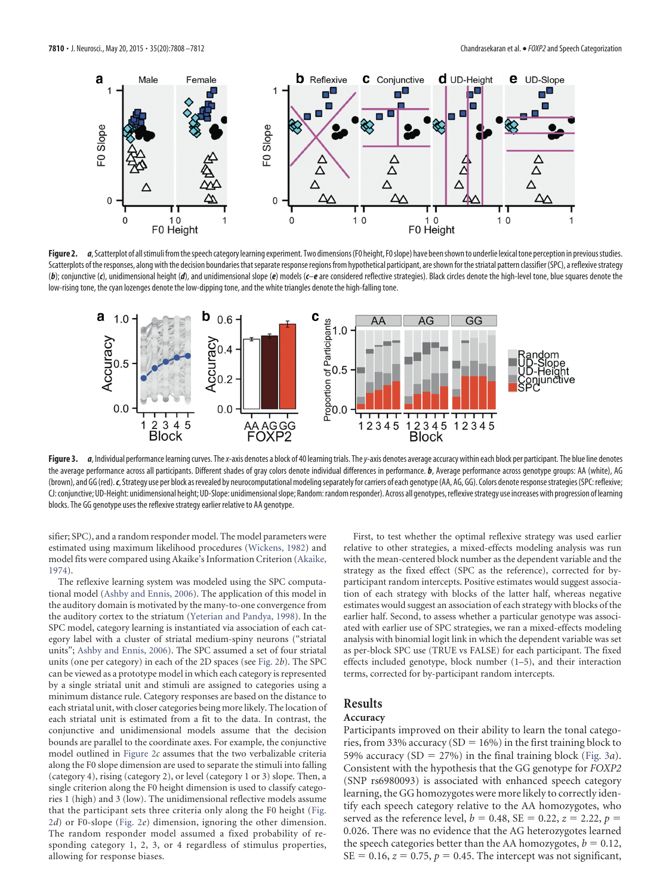**Figure 2.** ***a***, Scatterplot of all stimuli from the speech category learning experiment. Two dimensions (F0 height, F0 slope) have been shown to underlie lexical tone perception in previous studies. Scatterplots of the responses, along with the decision boundaries that separate response regions from hypothetical participant, are shown for the striatal pattern classifier (SPC), a reflexive strategy (***b***); conjunctive (***c***), unidimensional height (***d***), and unidimensional slope (***e***) models (***c–e*** are considered reflective strategies). Black circles denote the high-level tone, blue squares denote the low-rising tone, the cyan lozenges denote the low-dipping tone, and the white triangles denote the high-falling tone.

**Figure 3.** ***a***, Individual performance learning curves. The *x*-axis denotes a block of 40 learning trials. The *y*-axis denotes average accuracy within each block per participant. The blue line denotes the average performance across all participants. Different shades of gray colors denote individual differences in performance. ***b***, Average performance across genotype groups: AA (white), AG (brown), and GG (red). ***c***, Strategy use per block as revealed by neurocomputational modeling separately for carriers of each genotype (AA, AG, GG). Colors denote response strategies (SPC: reflexive; CJ: conjunctive; UD-Height: unidimensional height; UD-Slope: unidimensional slope; Random: random responder). Across all genotypes, reflexive strategy use increases with progression of learning blocks. The GG genotype uses the reflexive strategy earlier relative to AA genotype.

sifier; SPC), and a random responder model. The model parameters were estimated using maximum likelihood procedures (Wickens, 1982) and model fits were compared using Akaike's Information Criterion (Akaike, 1974).

The reflexive learning system was modeled using the SPC computational model (Ashby and Ennis, 2006). The application of this model in the auditory domain is motivated by the many-to-one convergence from the auditory cortex to the striatum (Yeterian and Pandya, 1998). In the SPC model, category learning is instantiated via association of each category label with a cluster of striatal medium-spiny neurons ("striatal units"; Ashby and Ennis, 2006). The SPC assumed a set of four striatal units (one per category) in each of the 2D spaces (see Fig. 2*b*). The SPC can be viewed as a prototype model in which each category is represented by a single striatal unit and stimuli are assigned to categories using a minimum distance rule. Category responses are based on the distance to each striatal unit, with closer categories being more likely. The location of each striatal unit is estimated from a fit to the data. In contrast, the conjunctive and unidimensional models assume that the decision bounds are parallel to the coordinate axes. For example, the conjunctive model outlined in Figure 2*c* assumes that the two verbalizable criteria along the F0 slope dimension are used to separate the stimuli into falling (category 4), rising (category 2), or level (category 1 or 3) slope. Then, a single criterion along the F0 height dimension is used to classify categories 1 (high) and 3 (low). The unidimensional reflective models assume that the participant sets three criteria only along the F0 height (Fig. 2*d*) or F0-slope (Fig. 2*e*) dimension, ignoring the other dimension. The random responder model assumed a fixed probability of responding category 1, 2, 3, or 4 regardless of stimulus properties, allowing for response biases.

First, to test whether the optimal reflexive strategy was used earlier relative to other strategies, a mixed-effects modeling analysis was run with the mean-centered block number as the dependent variable and the strategy as the fixed effect (SPC as the reference), corrected for by-participant random intercepts. Positive estimates would suggest association of each strategy with blocks of the latter half, whereas negative estimates would suggest an association of each strategy with blocks of the earlier half. Second, to assess whether a particular genotype was associated with earlier use of SPC strategies, we ran a mixed-effects modeling analysis with binomial logit link in which the dependent variable was set as per-block SPC use (TRUE vs FALSE) for each participant. The fixed effects included genotype, block number (1–5), and their interaction terms, corrected for by-participant random intercepts.

## Results

### Accuracy

Participants improved on their ability to learn the tonal categories, from 33% accuracy (SD = 16%) in the first training block to 59% accuracy (SD = 27%) in the final training block (Fig. 3*a*). Consistent with the hypothesis that the GG genotype for *FOXP2* (SNP rs6980093) is associated with enhanced speech category learning, the GG homozygotes were more likely to correctly identify each speech category relative to the AA homozygotes, who served as the reference level, $b = 0.48$, $SE = 0.22$, $z = 2.22$, $p = 0.026$. There was no evidence that the AG heterozygotes learned the speech categories better than the AA homozygotes, $b = 0.12$, $SE = 0.16$, $z = 0.75$, $p = 0.45$. The intercept was not significant,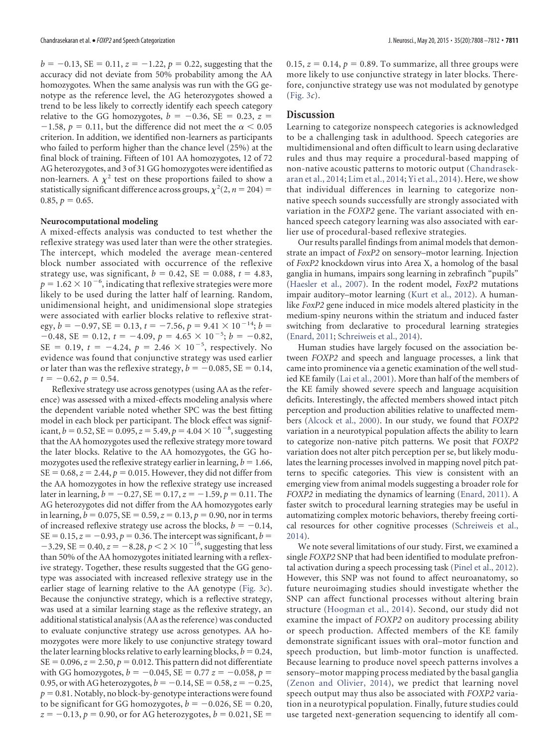$b = -0.13$, SE = 0.11, $z = -1.22$, $p = 0.22$, suggesting that the accuracy did not deviate from 50% probability among the AA homozygotes. When the same analysis was run with the GG genotype as the reference level, the AG heterozygotes showed a trend to be less likely to correctly identify each speech category relative to the GG homozygotes, $b = -0.36$, SE = 0.23, $z = -1.58$, $p = 0.11$, but the difference did not meet the $\alpha < 0.05$ criterion. In addition, we identified non-learners as participants who failed to perform higher than the chance level (25%) at the final block of training. Fifteen of 101 AA homozygotes, 12 of 72 AG heterozygotes, and 3 of 31 GG homozygotes were identified as non-learners. A $\chi^2$ test on these proportions failed to show a statistically significant difference across groups, $\chi^2(2, n = 204) = 0.85$, $p = 0.65$.

### Neurocomputational modeling

A mixed-effects analysis was conducted to test whether the reflexive strategy was used later than were the other strategies. The intercept, which modeled the average mean-centered block number associated with occurrence of the reflexive strategy use, was significant, $b = 0.42$, SE = 0.088, $t = 4.83$, $p = 1.62 \times 10^{-6}$, indicating that reflexive strategies were more likely to be used during the latter half of learning. Random, unidimensional height, and unidimensional slope strategies were associated with earlier blocks relative to reflexive strategy, $b = -0.97$, SE = 0.13, $t = -7.56$, $p = 9.41 \times 10^{-14}$; $b = -0.48$, SE = 0.12, $t = -4.09$, $p = 4.65 \times 10^{-5}$; $b = -0.82$, SE = 0.19, $t = -4.24$, $p = 2.46 \times 10^{-5}$, respectively. No evidence was found that conjunctive strategy was used earlier or later than was the reflexive strategy, $b = -0.085$, SE = 0.14, $t = -0.62$, $p = 0.54$.

Reflexive strategy use across genotypes (using AA as the reference) was assessed with a mixed-effects modeling analysis where the dependent variable noted whether SPC was the best fitting model in each block per participant. The block effect was significant, $b = 0.52$, SE = 0.095, $z = 5.49$, $p = 4.04 \times 10^{-8}$, suggesting that the AA homozygotes used the reflexive strategy more toward the later blocks. Relative to the AA homozygotes, the GG homozygotes used the reflexive strategy earlier in learning, $b = 1.66$, SE = 0.68, $z = 2.44$, $p = 0.015$. However, they did not differ from the AA homozygotes in how the reflexive strategy use increased later in learning, $b = -0.27$, SE = 0.17, $z = -1.59$, $p = 0.11$. The AG heterozygotes did not differ from the AA homozygotes early in learning, $b = 0.075$, SE = 0.59, $z = 0.13$, $p = 0.90$, nor in terms of increased reflexive strategy use across the blocks, $b = -0.14$, SE = 0.15, $z = -0.93$, $p = 0.36$. The intercept was significant, $b = -3.29$, SE = 0.40, $z = -8.28$, $p < 2 \times 10^{-16}$, suggesting that less than 50% of the AA homozygotes initiated learning with a reflexive strategy. Together, these results suggested that the GG genotype was associated with increased reflexive strategy use in the earlier stage of learning relative to the AA genotype (Fig. 3c). Because the conjunctive strategy, which is a reflective strategy, was used at a similar learning stage as the reflexive strategy, an additional statistical analysis (AA as the reference) was conducted to evaluate conjunctive strategy use across genotypes. AA homozygotes were more likely to use conjunctive strategy toward the later learning blocks relative to early learning blocks, $b = 0.24$, SE = 0.096, $z = 2.50$, $p = 0.012$. This pattern did not differentiate with GG homozygotes, $b = -0.045$, SE = 0.77 $z = -0.058$, $p = 0.95$, or with AG heterozygotes, $b = -0.14$, SE = 0.58, $z = -0.25$, $p = 0.81$. Notably, no block-by-genotype interactions were found to be significant for GG homozygotes, $b = -0.026$, SE = 0.20, $z = -0.13$, $p = 0.90$, or for AG heterozygotes, $b = 0.021$, SE = 0.15, $z = 0.14$, $p = 0.89$. To summarize, all three groups were more likely to use conjunctive strategy in later blocks. Therefore, conjunctive strategy use was not modulated by genotype (Fig. 3c).

## Discussion

Learning to categorize nonspeech categories is acknowledged to be a challenging task in adulthood. Speech categories are multidimensional and often difficult to learn using declarative rules and thus may require a procedural-based mapping of non-native acoustic patterns to motoric output (Chandrasekaran et al., 2014; Lim et al., 2014; Yi et al., 2014). Here, we show that individual differences in learning to categorize non-native speech sounds successfully are strongly associated with variation in the *FOXP2* gene. The variant associated with enhanced speech category learning was also associated with earlier use of procedural-based reflexive strategies.

Our results parallel findings from animal models that demonstrate an impact of *FoxP2* on sensory–motor learning. Injection of *FoxP2* knockdown virus into Area X, a homolog of the basal ganglia in humans, impairs song learning in zebrafinch "pupils" (Haesler et al., 2007). In the rodent model, *FoxP2* mutations impair auditory–motor learning (Kurt et al., 2012). A human-like *FoxP2* gene induced in mice models altered plasticity in the medium-spiny neurons within the striatum and induced faster switching from declarative to procedural learning strategies (Enard, 2011; Schreiweis et al., 2014).

Human studies have largely focused on the association between *FOXP2* and speech and language processes, a link that came into prominence via a genetic examination of the well studied KE family (Lai et al., 2001). More than half of the members of the KE family showed severe speech and language acquisition deficits. Interestingly, the affected members showed intact pitch perception and production abilities relative to unaffected members (Alcock et al., 2000). In our study, we found that *FOXP2* variation in a neurotypical population affects the ability to learn to categorize non-native pitch patterns. We posit that *FOXP2* variation does not alter pitch perception per se, but likely modulates the learning processes involved in mapping novel pitch patterns to specific categories. This view is consistent with an emerging view from animal models suggesting a broader role for *FOXP2* in mediating the dynamics of learning (Enard, 2011). A faster switch to procedural learning strategies may be useful in automatizing complex motoric behaviors, thereby freeing cortical resources for other cognitive processes (Schreiweis et al., 2014).

We note several limitations of our study. First, we examined a single *FOXP2* SNP that had been identified to modulate prefrontal activation during a speech processing task (Pinel et al., 2012). However, this SNP was not found to affect neuroanatomy, so future neuroimaging studies should investigate whether the SNP can affect functional processes without altering brain structure (Hoogman et al., 2014). Second, our study did not examine the impact of *FOXP2* on auditory processing ability or speech production. Affected members of the KE family demonstrate significant issues with oral–motor function and speech production, but limb-motor function is unaffected. Because learning to produce novel speech patterns involves a sensory–motor mapping process mediated by the basal ganglia (Zenon and Olivier, 2014), we predict that learning novel speech output may thus also be associated with *FOXP2* variation in a neurotypical population. Finally, future studies could use targeted next-generation sequencing to identify all com-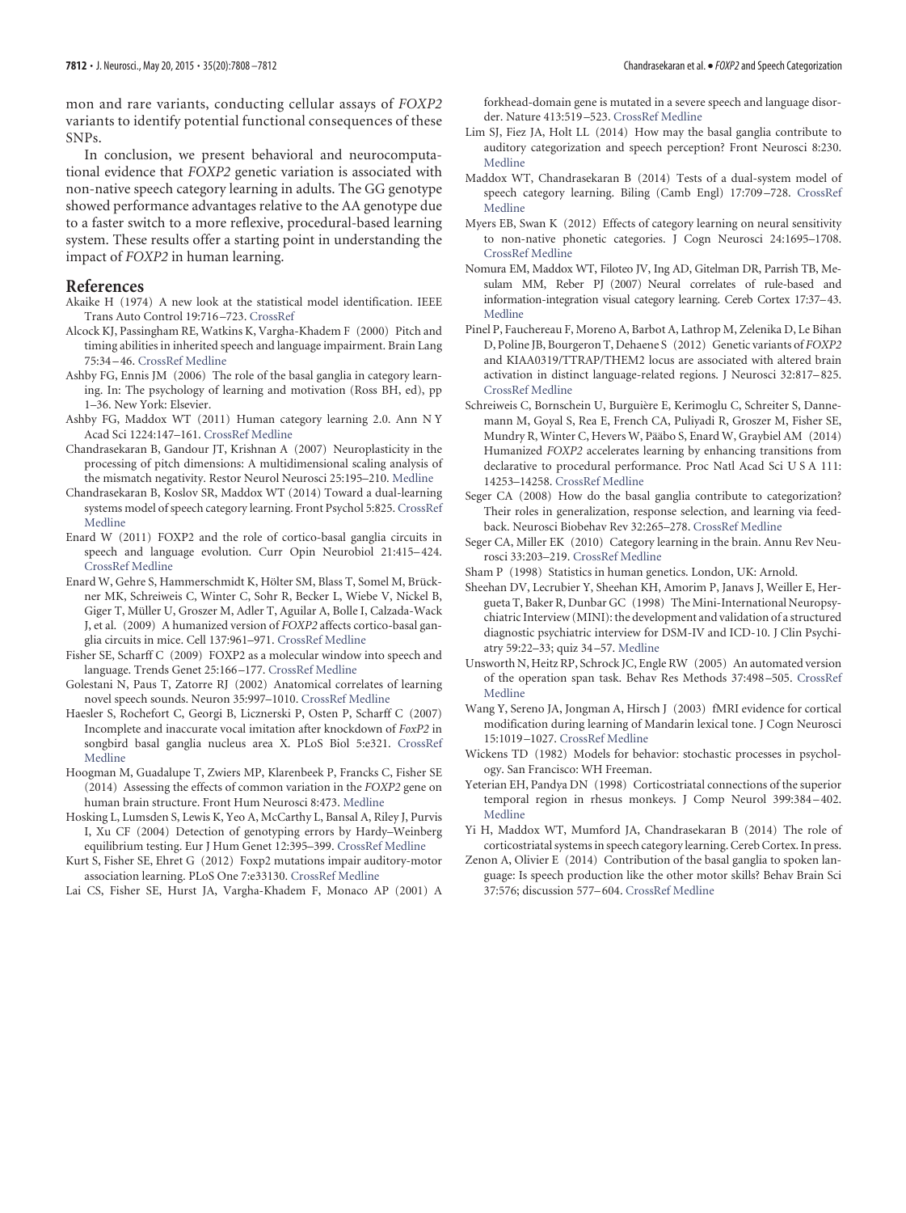mon and rare variants, conducting cellular assays of *FOXP2* variants to identify potential functional consequences of these SNPs.

In conclusion, we present behavioral and neurocomputational evidence that *FOXP2* genetic variation is associated with non-native speech category learning in adults. The GG genotype showed performance advantages relative to the AA genotype due to a faster switch to a more reflexive, procedural-based learning system. These results offer a starting point in understanding the impact of *FOXP2* in human learning.

## References

Akaike H (1974) A new look at the statistical model identification. IEEE Trans Auto Control 19:716–723. CrossRef

Alcock KJ, Passingham RE, Watkins K, Vargha-Khadem F (2000) Pitch and timing abilities in inherited speech and language impairment. Brain Lang 75:34–46. CrossRef Medline

Ashby FG, Ennis JM (2006) The role of the basal ganglia in category learning. In: The psychology of learning and motivation (Ross BH, ed), pp 1–36. New York: Elsevier.

Ashby FG, Maddox WT (2011) Human category learning 2.0. Ann N Y Acad Sci 1224:147–161. CrossRef Medline

Chandrasekaran B, Gandour JT, Krishnan A (2007) Neuroplasticity in the processing of pitch dimensions: A multidimensional scaling analysis of the mismatch negativity. Restor Neurol Neurosci 25:195–210. Medline

Chandrasekaran B, Koslov SR, Maddox WT (2014) Toward a dual-learning systems model of speech category learning. Front Psychol 5:825. CrossRef Medline

Enard W (2011) FOXP2 and the role of cortico-basal ganglia circuits in speech and language evolution. Curr Opin Neurobiol 21:415–424. CrossRef Medline

Enard W, Gehre S, Hammerschmidt K, Hölter SM, Blass T, Somel M, Brückner MK, Schreiweis C, Winter C, Sohr R, Becker L, Wiebe V, Nickel B, Giger T, Müller U, Groszer M, Adler T, Aguilar A, Bolle I, Calzada-Wack J, et al. (2009) A humanized version of *FOXP2* affects cortico-basal ganglia circuits in mice. Cell 137:961–971. CrossRef Medline

Fisher SE, Scharff C (2009) FOXP2 as a molecular window into speech and language. Trends Genet 25:166–177. CrossRef Medline

Golestani N, Paus T, Zatorre RJ (2002) Anatomical correlates of learning novel speech sounds. Neuron 35:997–1010. CrossRef Medline

Haesler S, Rochefort C, Georgi B, Licznerski P, Osten P, Scharff C (2007) Incomplete and inaccurate vocal imitation after knockdown of *FoxP2* in songbird basal ganglia nucleus area X. PLoS Biol 5:e321. CrossRef Medline

Hoogman M, Guadalupe T, Zwiers MP, Klarenbeek P, Francks C, Fisher SE (2014) Assessing the effects of common variation in the *FOXP2* gene on human brain structure. Front Hum Neurosci 8:473. Medline

Hosking L, Lumsden S, Lewis K, Yeo A, McCarthy L, Bansal A, Riley J, Purvis I, Xu CF (2004) Detection of genotyping errors by Hardy–Weinberg equilibrium testing. Eur J Hum Genet 12:395–399. CrossRef Medline

Kurt S, Fisher SE, Ehret G (2012) Foxp2 mutations impair auditory-motor association learning. PLoS One 7:e33130. CrossRef Medline

Lai CS, Fisher SE, Hurst JA, Vargha-Khadem F, Monaco AP (2001) A forkhead-domain gene is mutated in a severe speech and language disorder. Nature 413:519–523. CrossRef Medline

Lim SJ, Fiez JA, Holt LL (2014) How may the basal ganglia contribute to auditory categorization and speech perception? Front Neurosci 8:230. Medline

Maddox WT, Chandrasekaran B (2014) Tests of a dual-system model of speech category learning. Biling (Camb Engl) 17:709–728. CrossRef Medline

Myers EB, Swan K (2012) Effects of category learning on neural sensitivity to non-native phonetic categories. J Cogn Neurosci 24:1695–1708. CrossRef Medline

Nomura EM, Maddox WT, Filoteo JV, Ing AD, Gitelman DR, Parrish TB, Mesulam MM, Reber PJ (2007) Neural correlates of rule-based and information-integration visual category learning. Cereb Cortex 17:37–43. Medline

Pinel P, Fauchereau F, Moreno A, Barbot A, Lathrop M, Zelenika D, Le Bihan D, Poline JB, Bourgeron T, Dehaene S (2012) Genetic variants of *FOXP2* and KIAA0319/TTRAP/THEM2 locus are associated with altered brain activation in distinct language-related regions. J Neurosci 32:817–825. CrossRef Medline

Schreiweis C, Bornschein U, Burguière E, Kerimoglu C, Schreiter S, Dannemann M, Goyal S, Rea E, French CA, Puliyadi R, Groszer M, Fisher SE, Mundry R, Winter C, Hevers W, Pääbo S, Enard W, Graybiel AM (2014) Humanized *FOXP2* accelerates learning by enhancing transitions from declarative to procedural performance. Proc Natl Acad Sci U S A 111: 14253–14258. CrossRef Medline

Seger CA (2008) How do the basal ganglia contribute to categorization? Their roles in generalization, response selection, and learning via feedback. Neurosci Biobehav Rev 32:265–278. CrossRef Medline

Seger CA, Miller EK (2010) Category learning in the brain. Annu Rev Neurosci 33:203–219. CrossRef Medline

Sham P (1998) Statistics in human genetics. London, UK: Arnold.

Sheehan DV, Lecrubier Y, Sheehan KH, Amorim P, Janavs J, Weiller E, Hergueta T, Baker R, Dunbar GC (1998) The Mini-International Neuropsychiatric Interview (MINI): the development and validation of a structured diagnostic psychiatric interview for DSM-IV and ICD-10. J Clin Psychiatry 59:22–33; quiz 34–57. Medline

Unsworth N, Heitz RP, Schrock JC, Engle RW (2005) An automated version of the operation span task. Behav Res Methods 37:498–505. CrossRef Medline

Wang Y, Sereno JA, Jongman A, Hirsch J (2003) fMRI evidence for cortical modification during learning of Mandarin lexical tone. J Cogn Neurosci 15:1019–1027. CrossRef Medline

Wickens TD (1982) Models for behavior: stochastic processes in psychology. San Francisco: WH Freeman.

Yeterian EH, Pandya DN (1998) Corticostriatal connections of the superior temporal region in rhesus monkeys. J Comp Neurol 399:384–402. Medline

Yi H, Maddox WT, Mumford JA, Chandrasekaran B (2014) The role of corticostriatal systems in speech category learning. Cereb Cortex. In press.

Zenon A, Olivier E (2014) Contribution of the basal ganglia to spoken language: Is speech production like the other motor skills? Behav Brain Sci 37:576; discussion 577–604. CrossRef Medline